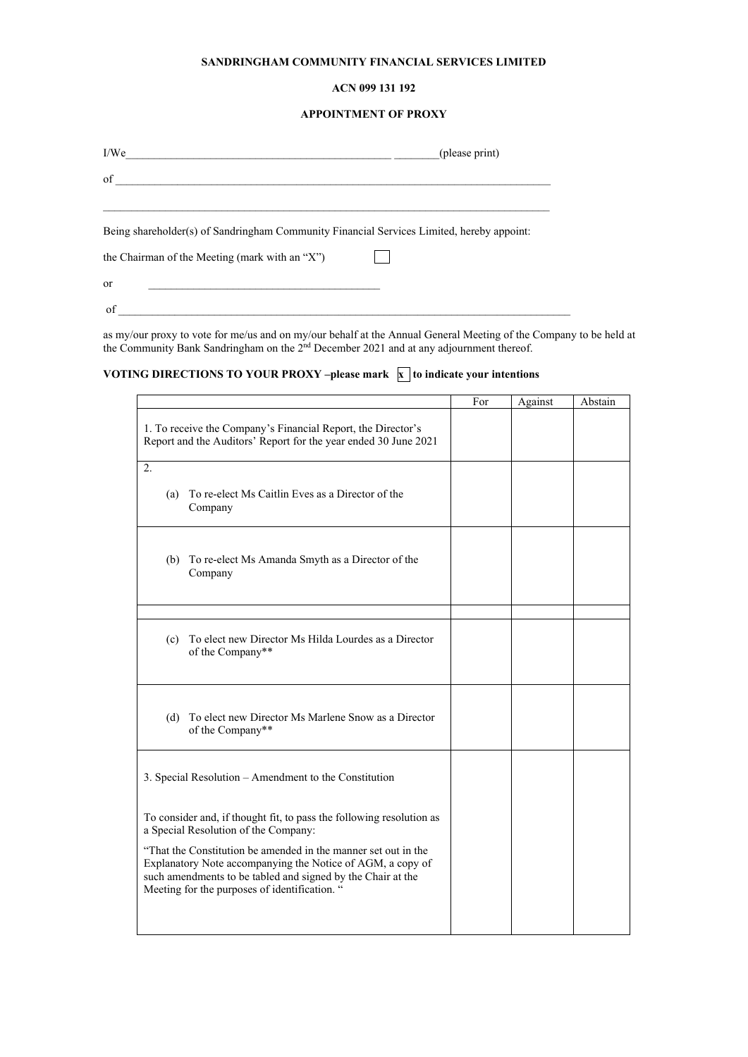**SANDRINGHAM COMMUNITY FINANCIAL SERVICES LIMITED**

**ACN 099 131 192**

**APPOINTMENT OF PROXY**

I/We_________________________________________________ ________(please print)

of ________________________________________________________________________________

________________________________________________________________________________

Being shareholder(s) of Sandringham Community Financial Services Limited, hereby appoint:

the Chairman of the Meeting (mark with an "X") ☐

or ___________________________________________

of ________________________________________________________________________________

as my/our proxy to vote for me/us and on my/our behalf at the Annual General Meeting of the Company to be held at the Community Bank Sandringham on the 2nd December 2021 and at any adjournment thereof.

**VOTING DIRECTIONS TO YOUR PROXY –please mark [x] to indicate your intentions**

| | For | Against | Abstain |
|---|---|---|---|
| 1. To receive the Company's Financial Report, the Director's Report and the Auditors' Report for the year ended 30 June 2021 | | | |
| 2.<br>(a) To re-elect Ms Caitlin Eves as a Director of the Company | | | |
| (b) To re-elect Ms Amanda Smyth as a Director of the Company | | | |
| | | | |
| (c) To elect new Director Ms Hilda Lourdes as a Director of the Company** | | | |
| (d) To elect new Director Ms Marlene Snow as a Director of the Company** | | | |
| 3. Special Resolution – Amendment to the Constitution<br><br>To consider and, if thought fit, to pass the following resolution as a Special Resolution of the Company:<br><br>"That the Constitution be amended in the manner set out in the Explanatory Note accompanying the Notice of AGM, a copy of such amendments to be tabled and signed by the Chair at the Meeting for the purposes of identification. " | | | |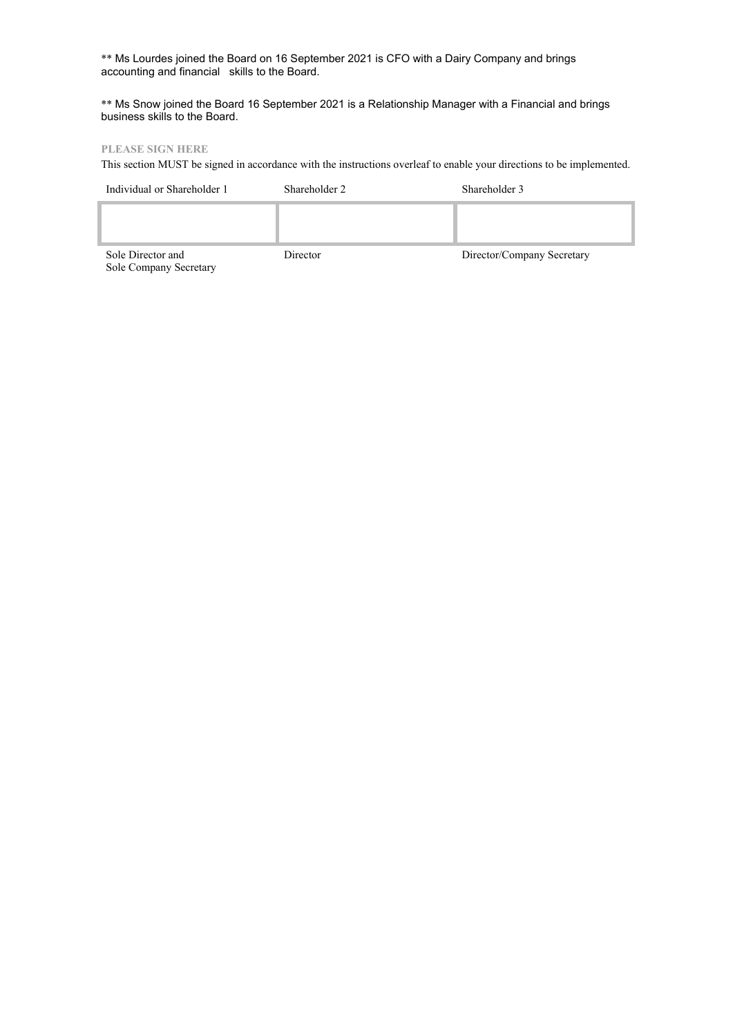** Ms Lourdes joined the Board on 16 September 2021 is CFO with a Dairy Company and brings accounting and financial skills to the Board.

** Ms Snow joined the Board 16 September 2021 is a Relationship Manager with a Financial and brings business skills to the Board.

**PLEASE SIGN HERE**

This section MUST be signed in accordance with the instructions overleaf to enable your directions to be implemented.

| Individual or Shareholder 1 | Shareholder 2 | Shareholder 3 |
|---|---|---|
| | | |
| Sole Director and Sole Company Secretary | Director | Director/Company Secretary |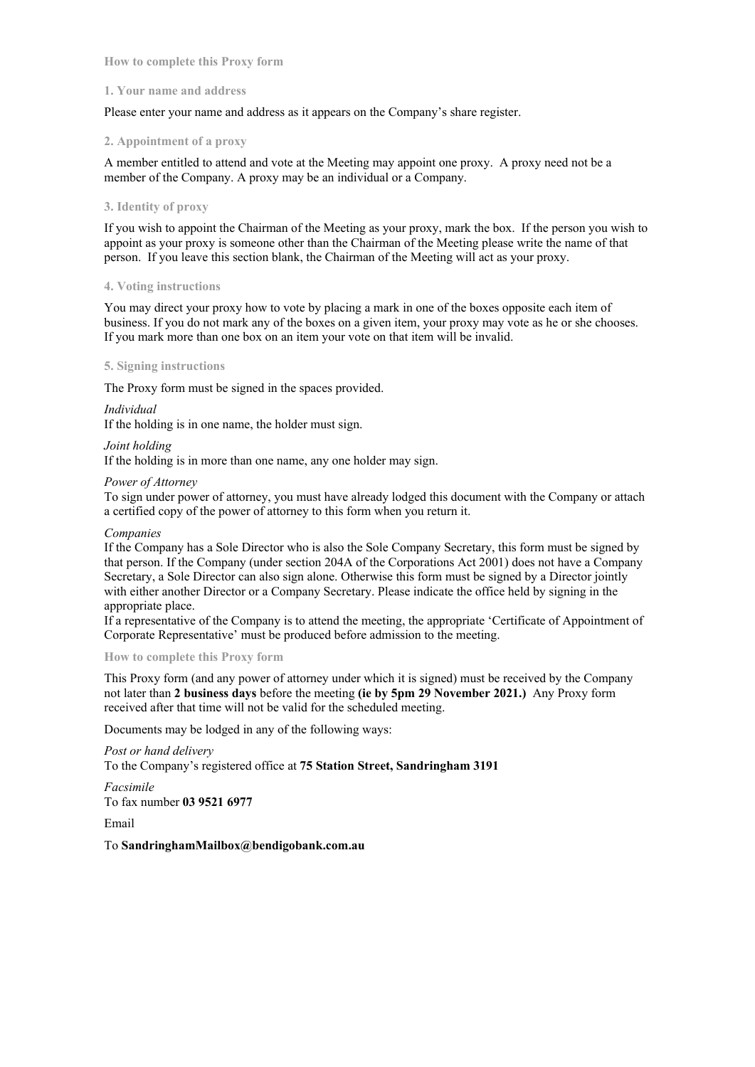## How to complete this Proxy form

### 1. Your name and address

Please enter your name and address as it appears on the Company's share register.

### 2. Appointment of a proxy

A member entitled to attend and vote at the Meeting may appoint one proxy. A proxy need not be a member of the Company. A proxy may be an individual or a Company.

### 3. Identity of proxy

If you wish to appoint the Chairman of the Meeting as your proxy, mark the box. If the person you wish to appoint as your proxy is someone other than the Chairman of the Meeting please write the name of that person. If you leave this section blank, the Chairman of the Meeting will act as your proxy.

### 4. Voting instructions

You may direct your proxy how to vote by placing a mark in one of the boxes opposite each item of business. If you do not mark any of the boxes on a given item, your proxy may vote as he or she chooses. If you mark more than one box on an item your vote on that item will be invalid.

### 5. Signing instructions

The Proxy form must be signed in the spaces provided.

*Individual*
If the holding is in one name, the holder must sign.

*Joint holding*
If the holding is in more than one name, any one holder may sign.

*Power of Attorney*
To sign under power of attorney, you must have already lodged this document with the Company or attach a certified copy of the power of attorney to this form when you return it.

*Companies*
If the Company has a Sole Director who is also the Sole Company Secretary, this form must be signed by that person. If the Company (under section 204A of the Corporations Act 2001) does not have a Company Secretary, a Sole Director can also sign alone. Otherwise this form must be signed by a Director jointly with either another Director or a Company Secretary. Please indicate the office held by signing in the appropriate place.
If a representative of the Company is to attend the meeting, the appropriate 'Certificate of Appointment of Corporate Representative' must be produced before admission to the meeting.

## How to complete this Proxy form

This Proxy form (and any power of attorney under which it is signed) must be received by the Company not later than **2 business days** before the meeting **(ie by 5pm 29 November 2021.)** Any Proxy form received after that time will not be valid for the scheduled meeting.

Documents may be lodged in any of the following ways:

*Post or hand delivery*
To the Company's registered office at **75 Station Street, Sandringham 3191**

*Facsimile*
To fax number **03 9521 6977**

Email

To **SandringhamMailbox@bendigobank.com.au**